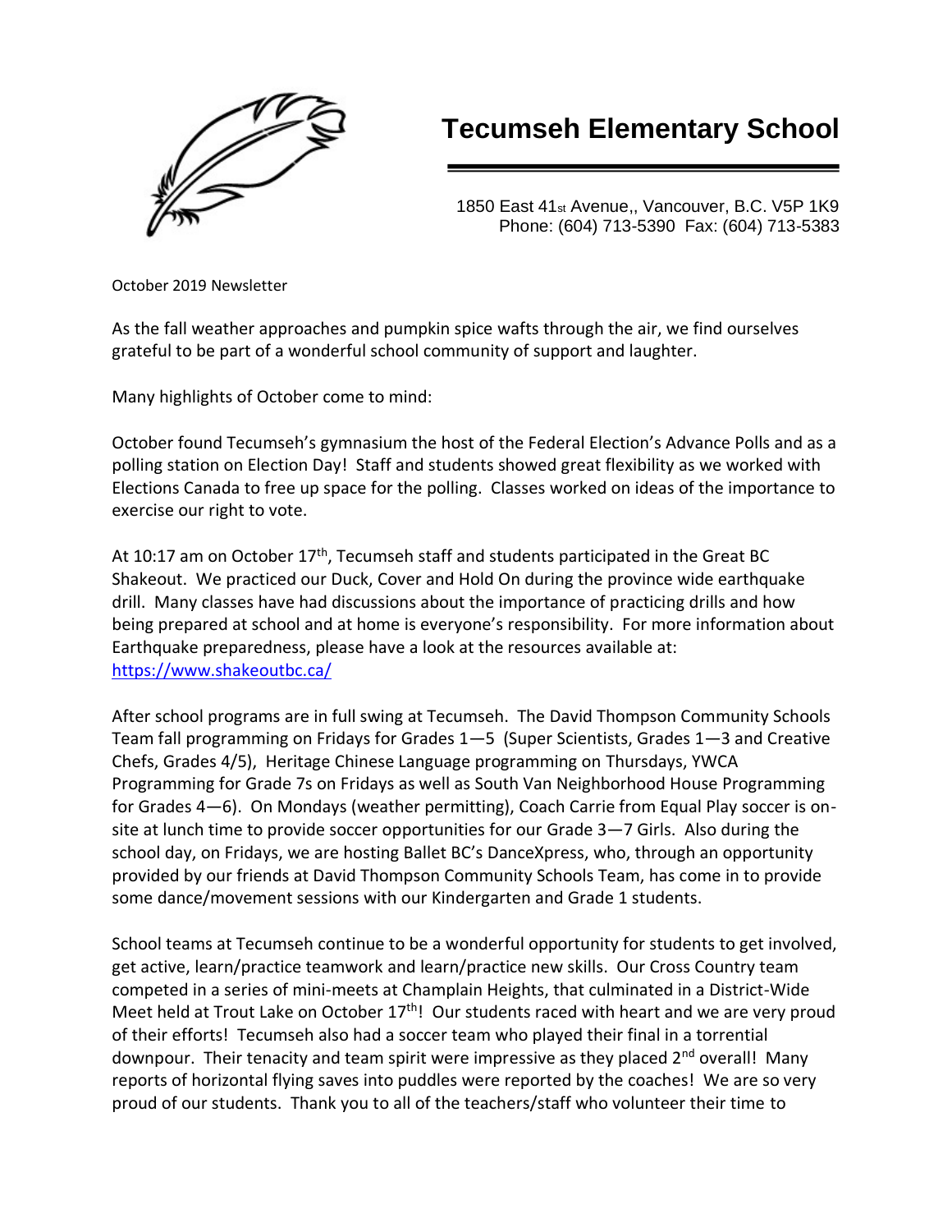# Tecumseh Elementary School

1850 East 41st Avenue,, Vancouver, B.C. V5P 1K9
Phone: (604) 713-5390 Fax: (604) 713-5383

October 2019 Newsletter

As the fall weather approaches and pumpkin spice wafts through the air, we find ourselves grateful to be part of a wonderful school community of support and laughter.

Many highlights of October come to mind:

October found Tecumseh's gymnasium the host of the Federal Election's Advance Polls and as a polling station on Election Day! Staff and students showed great flexibility as we worked with Elections Canada to free up space for the polling. Classes worked on ideas of the importance to exercise our right to vote.

At 10:17 am on October 17th, Tecumseh staff and students participated in the Great BC Shakeout. We practiced our Duck, Cover and Hold On during the province wide earthquake drill. Many classes have had discussions about the importance of practicing drills and how being prepared at school and at home is everyone's responsibility. For more information about Earthquake preparedness, please have a look at the resources available at: https://www.shakeoutbc.ca/

After school programs are in full swing at Tecumseh. The David Thompson Community Schools Team fall programming on Fridays for Grades 1—5 (Super Scientists, Grades 1—3 and Creative Chefs, Grades 4/5), Heritage Chinese Language programming on Thursdays, YWCA Programming for Grade 7s on Fridays as well as South Van Neighborhood House Programming for Grades 4—6). On Mondays (weather permitting), Coach Carrie from Equal Play soccer is on-site at lunch time to provide soccer opportunities for our Grade 3—7 Girls. Also during the school day, on Fridays, we are hosting Ballet BC's DanceXpress, who, through an opportunity provided by our friends at David Thompson Community Schools Team, has come in to provide some dance/movement sessions with our Kindergarten and Grade 1 students.

School teams at Tecumseh continue to be a wonderful opportunity for students to get involved, get active, learn/practice teamwork and learn/practice new skills. Our Cross Country team competed in a series of mini-meets at Champlain Heights, that culminated in a District-Wide Meet held at Trout Lake on October 17th! Our students raced with heart and we are very proud of their efforts! Tecumseh also had a soccer team who played their final in a torrential downpour. Their tenacity and team spirit were impressive as they placed 2nd overall! Many reports of horizontal flying saves into puddles were reported by the coaches! We are so very proud of our students. Thank you to all of the teachers/staff who volunteer their time to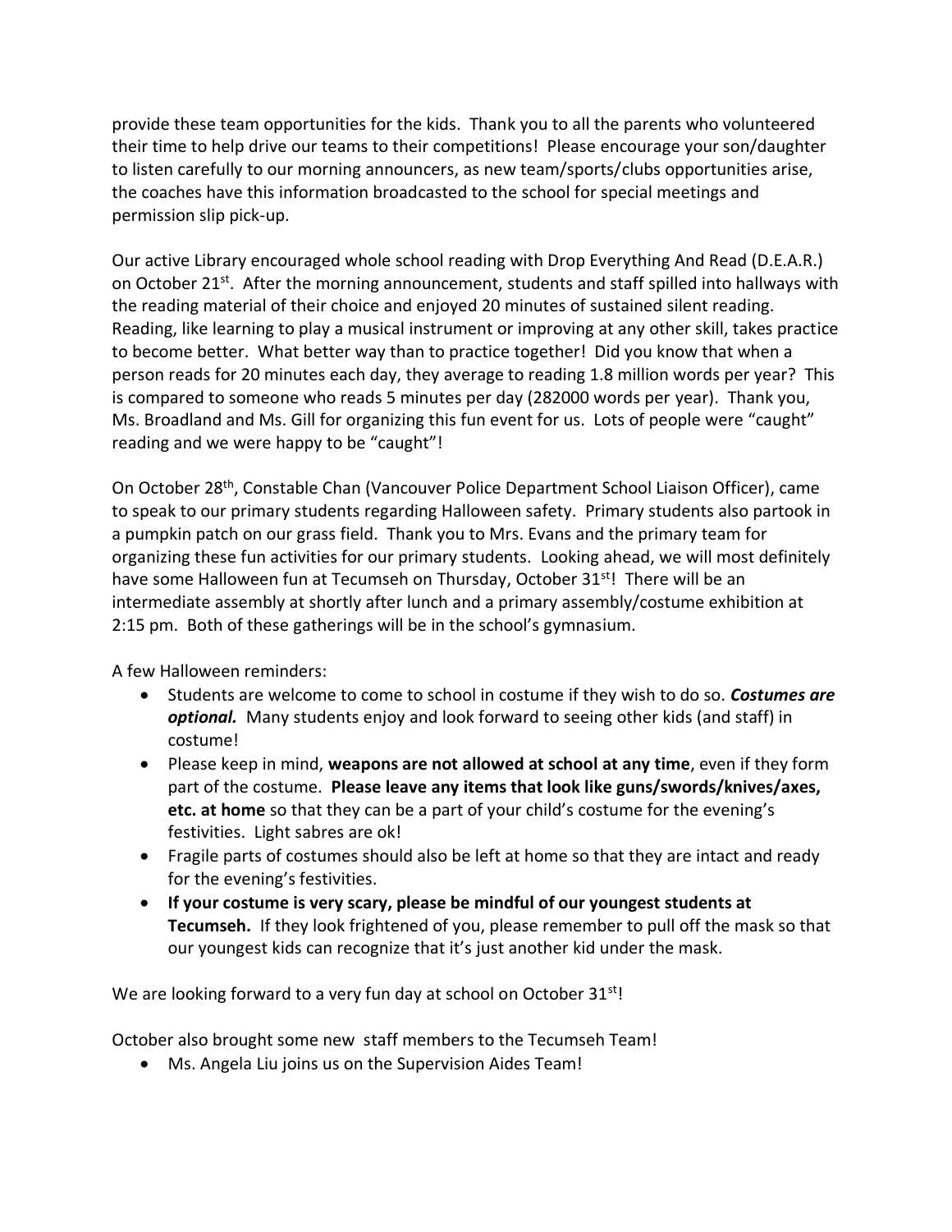provide these team opportunities for the kids. Thank you to all the parents who volunteered their time to help drive our teams to their competitions! Please encourage your son/daughter to listen carefully to our morning announcers, as new team/sports/clubs opportunities arise, the coaches have this information broadcasted to the school for special meetings and permission slip pick-up.

Our active Library encouraged whole school reading with Drop Everything And Read (D.E.A.R.) on October 21st. After the morning announcement, students and staff spilled into hallways with the reading material of their choice and enjoyed 20 minutes of sustained silent reading. Reading, like learning to play a musical instrument or improving at any other skill, takes practice to become better. What better way than to practice together! Did you know that when a person reads for 20 minutes each day, they average to reading 1.8 million words per year? This is compared to someone who reads 5 minutes per day (282000 words per year). Thank you, Ms. Broadland and Ms. Gill for organizing this fun event for us. Lots of people were "caught" reading and we were happy to be "caught"!

On October 28th, Constable Chan (Vancouver Police Department School Liaison Officer), came to speak to our primary students regarding Halloween safety. Primary students also partook in a pumpkin patch on our grass field. Thank you to Mrs. Evans and the primary team for organizing these fun activities for our primary students. Looking ahead, we will most definitely have some Halloween fun at Tecumseh on Thursday, October 31st! There will be an intermediate assembly at shortly after lunch and a primary assembly/costume exhibition at 2:15 pm. Both of these gatherings will be in the school's gymnasium.

A few Halloween reminders:

- Students are welcome to come to school in costume if they wish to do so. ***Costumes are optional.*** Many students enjoy and look forward to seeing other kids (and staff) in costume!
- Please keep in mind, **weapons are not allowed at school at any time**, even if they form part of the costume. **Please leave any items that look like guns/swords/knives/axes, etc. at home** so that they can be a part of your child's costume for the evening's festivities. Light sabres are ok!
- Fragile parts of costumes should also be left at home so that they are intact and ready for the evening's festivities.
- **If your costume is very scary, please be mindful of our youngest students at Tecumseh.** If they look frightened of you, please remember to pull off the mask so that our youngest kids can recognize that it's just another kid under the mask.

We are looking forward to a very fun day at school on October 31st!

October also brought some new staff members to the Tecumseh Team!

- Ms. Angela Liu joins us on the Supervision Aides Team!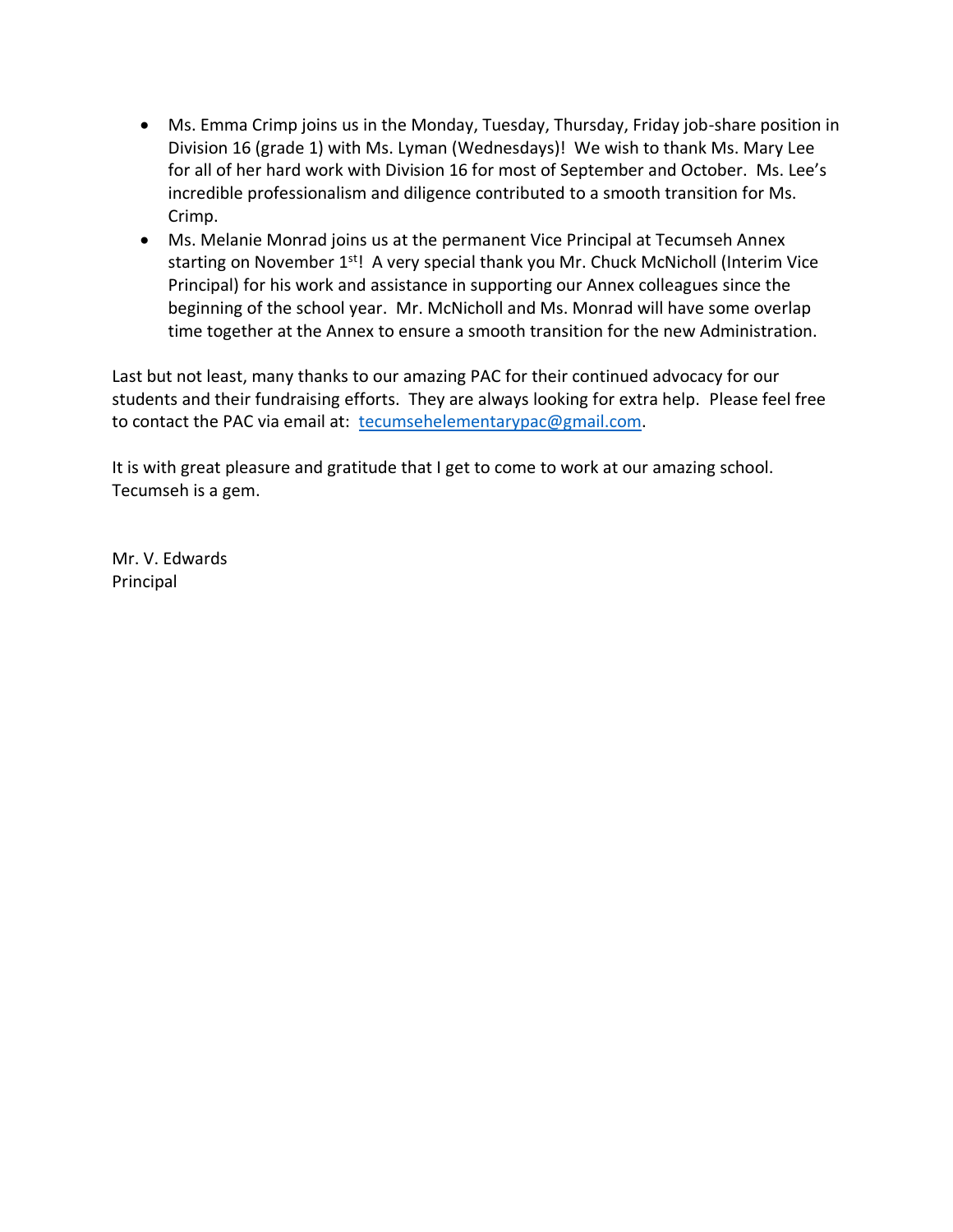- Ms. Emma Crimp joins us in the Monday, Tuesday, Thursday, Friday job-share position in Division 16 (grade 1) with Ms. Lyman (Wednesdays)! We wish to thank Ms. Mary Lee for all of her hard work with Division 16 for most of September and October. Ms. Lee's incredible professionalism and diligence contributed to a smooth transition for Ms. Crimp.
- Ms. Melanie Monrad joins us at the permanent Vice Principal at Tecumseh Annex starting on November 1st! A very special thank you Mr. Chuck McNicholl (Interim Vice Principal) for his work and assistance in supporting our Annex colleagues since the beginning of the school year. Mr. McNicholl and Ms. Monrad will have some overlap time together at the Annex to ensure a smooth transition for the new Administration.

Last but not least, many thanks to our amazing PAC for their continued advocacy for our students and their fundraising efforts. They are always looking for extra help. Please feel free to contact the PAC via email at: tecumsehelementarypac@gmail.com.

It is with great pleasure and gratitude that I get to come to work at our amazing school. Tecumseh is a gem.

Mr. V. Edwards
Principal